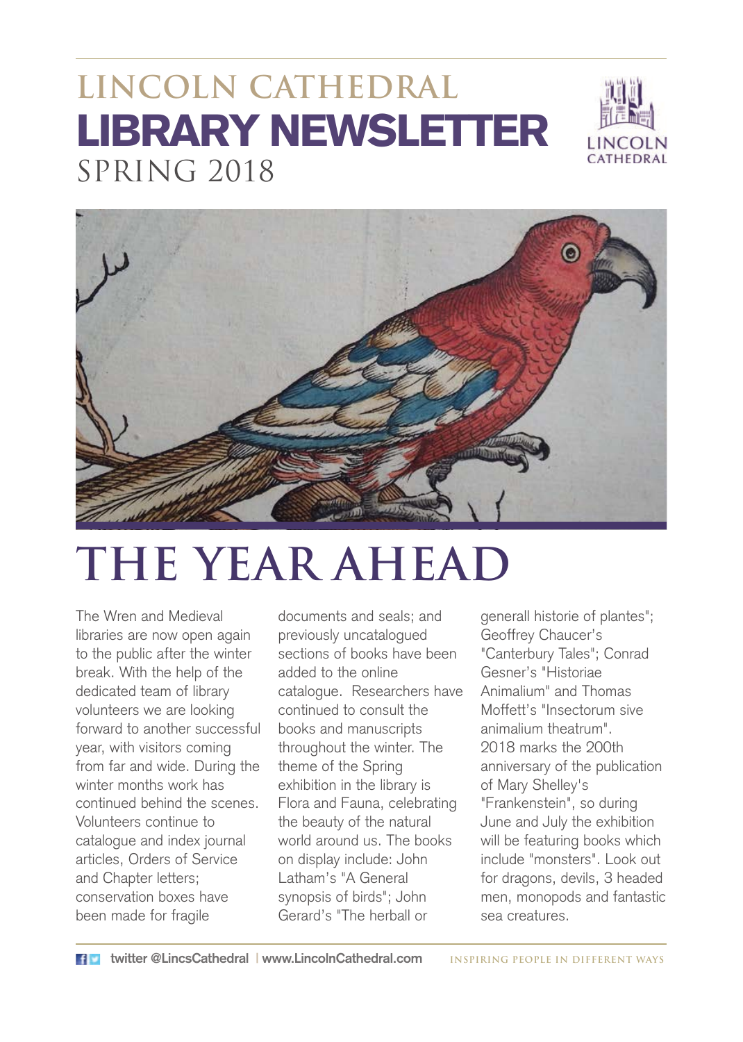# LINCOLN CATHEDRAL LIBRARY NEWSLETTER SPRING 2018

## THE YEAR AHEAD

The Wren and Medieval libraries are now open again to the public after the winter break. With the help of the dedicated team of library volunteers we are looking forward to another successful year, with visitors coming from far and wide. During the winter months work has continued behind the scenes. Volunteers continue to catalogue and index journal articles, Orders of Service and Chapter letters; conservation boxes have been made for fragile documents and seals; and previously uncatalogued sections of books have been added to the online catalogue. Researchers have continued to consult the books and manuscripts throughout the winter. The theme of the Spring exhibition in the library is Flora and Fauna, celebrating the beauty of the natural world around us. The books on display include: John Latham's "A General synopsis of birds"; John Gerard's "The herball or generall historie of plantes"; Geoffrey Chaucer's "Canterbury Tales"; Conrad Gesner's "Historiae Animalium" and Thomas Moffett's "Insectorum sive animalium theatrum". 2018 marks the 200th anniversary of the publication of Mary Shelley's "Frankenstein", so during June and July the exhibition will be featuring books which include "monsters". Look out for dragons, devils, 3 headed men, monopods and fantastic sea creatures.

twitter @LincsCathedral | www.LincolnCathedral.com

INSPIRING PEOPLE IN DIFFERENT WAYS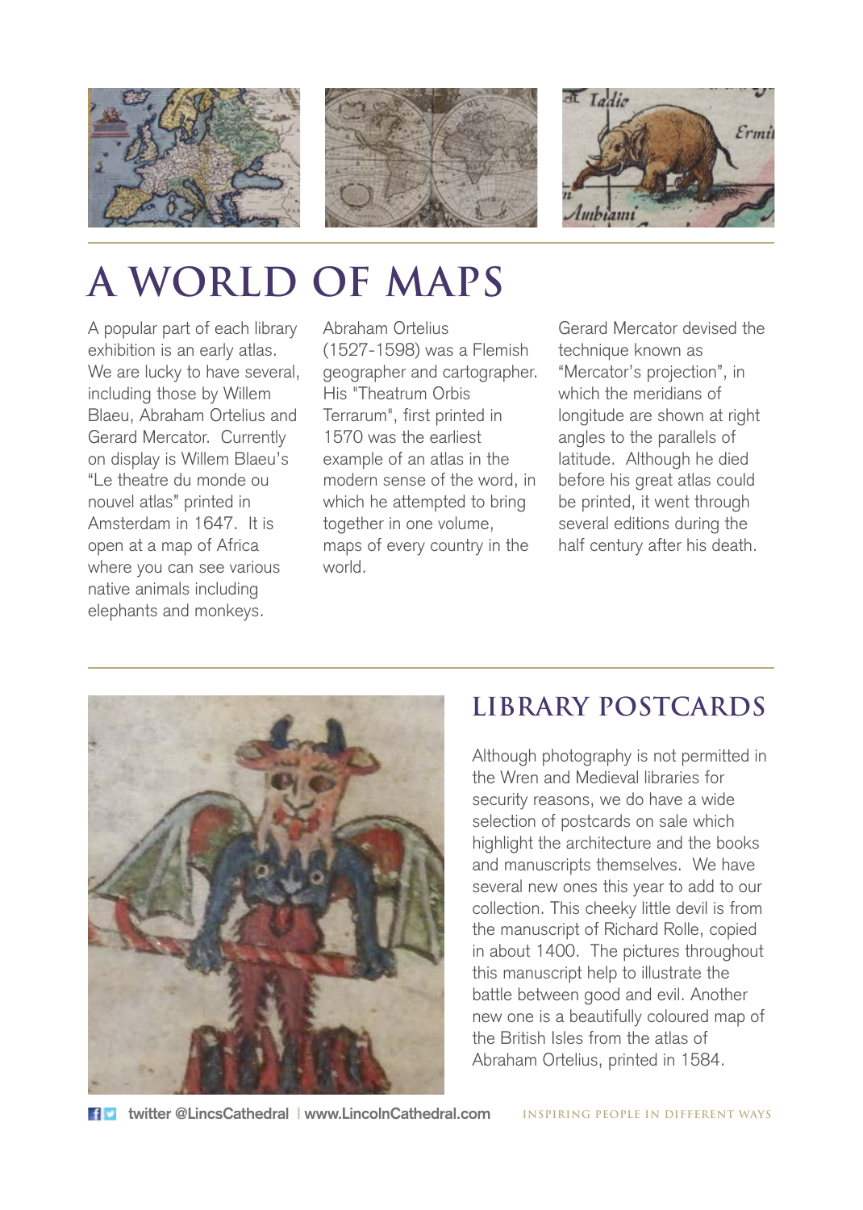# A WORLD OF MAPS

A popular part of each library exhibition is an early atlas. We are lucky to have several, including those by Willem Blaeu, Abraham Ortelius and Gerard Mercator. Currently on display is Willem Blaeu's "Le theatre du monde ou nouvel atlas" printed in Amsterdam in 1647. It is open at a map of Africa where you can see various native animals including elephants and monkeys.

Abraham Ortelius (1527-1598) was a Flemish geographer and cartographer. His "Theatrum Orbis Terrarum", first printed in 1570 was the earliest example of an atlas in the modern sense of the word, in which he attempted to bring together in one volume, maps of every country in the world.

Gerard Mercator devised the technique known as "Mercator's projection", in which the meridians of longitude are shown at right angles to the parallels of latitude. Although he died before his great atlas could be printed, it went through several editions during the half century after his death.

## LIBRARY POSTCARDS

Although photography is not permitted in the Wren and Medieval libraries for security reasons, we do have a wide selection of postcards on sale which highlight the architecture and the books and manuscripts themselves. We have several new ones this year to add to our collection. This cheeky little devil is from the manuscript of Richard Rolle, copied in about 1400. The pictures throughout this manuscript help to illustrate the battle between good and evil. Another new one is a beautifully coloured map of the British Isles from the atlas of Abraham Ortelius, printed in 1584.

twitter @LincsCathedral | www.LincolnCathedral.com

INSPIRING PEOPLE IN DIFFERENT WAYS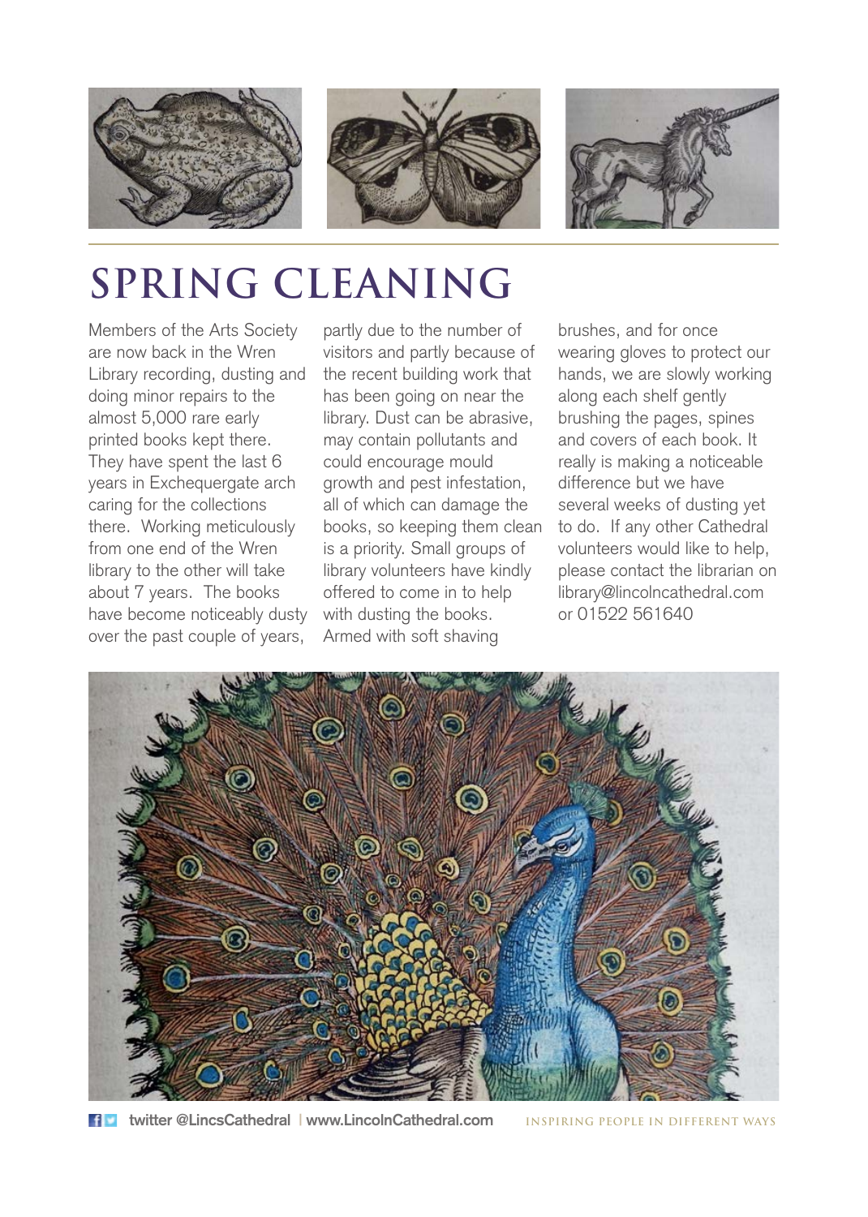# SPRING CLEANING

Members of the Arts Society are now back in the Wren Library recording, dusting and doing minor repairs to the almost 5,000 rare early printed books kept there. They have spent the last 6 years in Exchequergate arch caring for the collections there. Working meticulously from one end of the Wren library to the other will take about 7 years. The books have become noticeably dusty over the past couple of years, partly due to the number of visitors and partly because of the recent building work that has been going on near the library. Dust can be abrasive, may contain pollutants and could encourage mould growth and pest infestation, all of which can damage the books, so keeping them clean is a priority. Small groups of library volunteers have kindly offered to come in to help with dusting the books. Armed with soft shaving brushes, and for once wearing gloves to protect our hands, we are slowly working along each shelf gently brushing the pages, spines and covers of each book. It really is making a noticeable difference but we have several weeks of dusting yet to do. If any other Cathedral volunteers would like to help, please contact the librarian on library@lincolncathedral.com or 01522 561640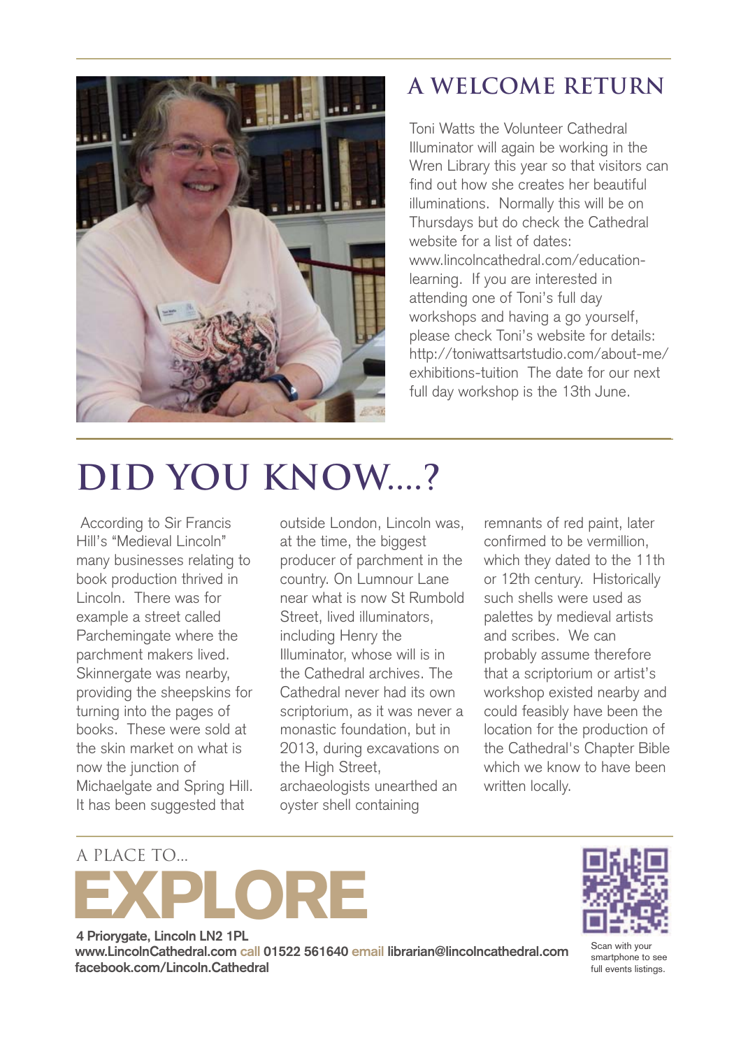## A WELCOME RETURN

Toni Watts the Volunteer Cathedral Illuminator will again be working in the Wren Library this year so that visitors can find out how she creates her beautiful illuminations. Normally this will be on Thursdays but do check the Cathedral website for a list of dates: www.lincolncathedral.com/education-learning. If you are interested in attending one of Toni's full day workshops and having a go yourself, please check Toni's website for details: http://toniwattsartstudio.com/about-me/exhibitions-tuition The date for our next full day workshop is the 13th June.

# DID YOU KNOW....?

According to Sir Francis Hill's "Medieval Lincoln" many businesses relating to book production thrived in Lincoln. There was for example a street called Parchemingate where the parchment makers lived. Skinnergate was nearby, providing the sheepskins for turning into the pages of books. These were sold at the skin market on what is now the junction of Michaelgate and Spring Hill. It has been suggested that outside London, Lincoln was, at the time, the biggest producer of parchment in the country. On Lumnour Lane near what is now St Rumbold Street, lived illuminators, including Henry the Illuminator, whose will is in the Cathedral archives. The Cathedral never had its own scriptorium, as it was never a monastic foundation, but in 2013, during excavations on the High Street, archaeologists unearthed an oyster shell containing remnants of red paint, later confirmed to be vermillion, which they dated to the 11th or 12th century. Historically such shells were used as palettes by medieval artists and scribes. We can probably assume therefore that a scriptorium or artist's workshop existed nearby and could feasibly have been the location for the production of the Cathedral's Chapter Bible which we know to have been written locally.

A PLACE TO...

# EXPLORE

**4 Priorygate, Lincoln LN2 1PL**
**www.LincolnCathedral.com** call **01522 561640** email **librarian@lincolncathedral.com**
**facebook.com/Lincoln.Cathedral**

Scan with your smartphone to see full events listings.